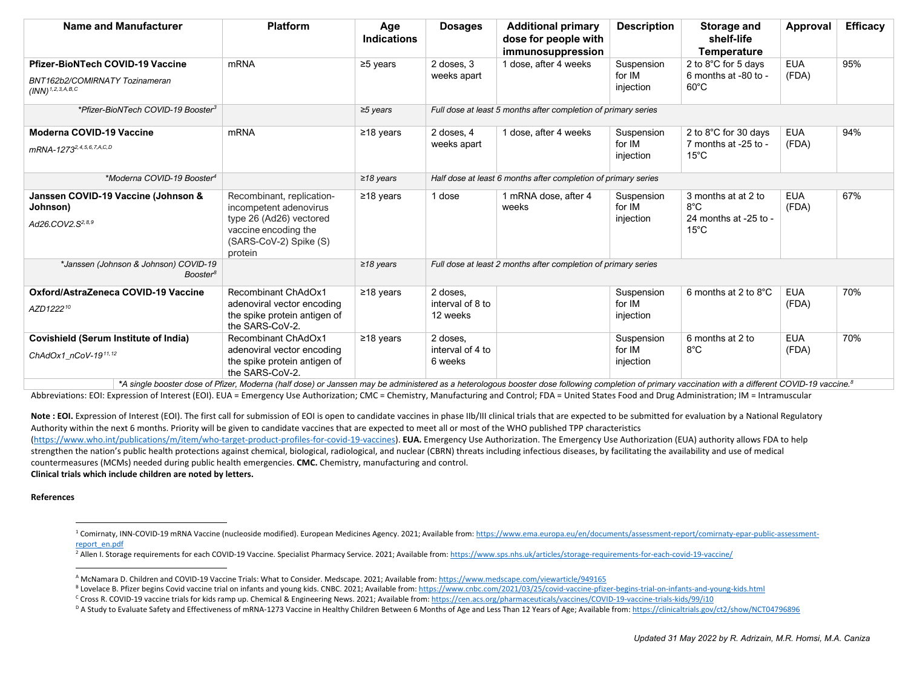| Name and Manufacturer | Platform | Age Indications | Dosages | Additional primary dose for people with immunosuppression | Description | Storage and shelf-life Temperature | Approval | Efficacy |
|---|---|---|---|---|---|---|---|---|
| **Pfizer-BioNTech COVID-19 Vaccine** *BNT162b2/COMIRNATY Tozinameran (INN)*[1,2,3,A,B,C] | mRNA | ≥5 years | 2 doses, 3 weeks apart | 1 dose, after 4 weeks | Suspension for IM injection | 2 to 8°C for 5 days 6 months at -80 to -60°C | EUA (FDA) | 95% |
| *\*Pfizer-BioNTech COVID-19 Booster*[3] | | *≥5 years* | *Full dose at least 5 months after completion of primary series* | | | | | |
| **Moderna COVID-19 Vaccine** *mRNA-1273*[2,4,5,6,7,A,C,D] | mRNA | ≥18 years | 2 doses, 4 weeks apart | 1 dose, after 4 weeks | Suspension for IM injection | 2 to 8°C for 30 days 7 months at -25 to -15°C | EUA (FDA) | 94% |
| *\*Moderna COVID-19 Booster*[4] | | *≥18 years* | *Half dose at least 6 months after completion of primary series* | | | | | |
| **Janssen COVID-19 Vaccine (Johnson & Johnson)** *Ad26.COV2.S*[2,8,9] | Recombinant, replication-incompetent adenovirus type 26 (Ad26) vectored vaccine encoding the (SARS-CoV-2) Spike (S) protein | ≥18 years | 1 dose | 1 mRNA dose, after 4 weeks | Suspension for IM injection | 3 months at at 2 to 8°C 24 months at -25 to -15°C | EUA (FDA) | 67% |
| *\*Janssen (Johnson & Johnson) COVID-19 Booster*[8] | | *≥18 years* | *Full dose at least 2 months after completion of primary series* | | | | | |
| **Oxford/AstraZeneca COVID-19 Vaccine** *AZD1222*[10] | Recombinant ChAdOx1 adenoviral vector encoding the spike protein antigen of the SARS-CoV-2. | ≥18 years | 2 doses, interval of 8 to 12 weeks | | Suspension for IM injection | 6 months at 2 to 8°C | EUA (FDA) | 70% |
| **Covishield (Serum Institute of India)** *ChAdOx1_nCoV-19*[11,12] | Recombinant ChAdOx1 adenoviral vector encoding the spike protein antigen of the SARS-CoV-2. | ≥18 years | 2 doses, interval of 4 to 6 weeks | | Suspension for IM injection | 6 months at 2 to 8°C | EUA (FDA) | 70% |

*\*A single booster dose of Pfizer, Moderna (half dose) or Janssen may be administered as a heterologous booster dose following completion of primary vaccination with a different COVID-19 vaccine.*[8]

Abbreviations: EOI: Expression of Interest (EOI). EUA = Emergency Use Authorization; CMC = Chemistry, Manufacturing and Control; FDA = United States Food and Drug Administration; IM = Intramuscular

**Note : EOI.** Expression of Interest (EOI). The first call for submission of EOI is open to candidate vaccines in phase IIb/III clinical trials that are expected to be submitted for evaluation by a National Regulatory Authority within the next 6 months. Priority will be given to candidate vaccines that are expected to meet all or most of the WHO published TPP characteristics (https://www.who.int/publications/m/item/who-target-product-profiles-for-covid-19-vaccines). **EUA.** Emergency Use Authorization. The Emergency Use Authorization (EUA) authority allows FDA to help strengthen the nation's public health protections against chemical, biological, radiological, and nuclear (CBRN) threats including infectious diseases, by facilitating the availability and use of medical countermeasures (MCMs) needed during public health emergencies. **CMC.** Chemistry, manufacturing and control.
**Clinical trials which include children are noted by letters.**

**References**

[1] Comirnaty, INN-COVID-19 mRNA Vaccine (nucleoside modified). European Medicines Agency. 2021; Available from: https://www.ema.europa.eu/en/documents/assessment-report/comirnaty-epar-public-assessment-report_en.pdf

[2] Allen I. Storage requirements for each COVID-19 Vaccine. Specialist Pharmacy Service. 2021; Available from: https://www.sps.nhs.uk/articles/storage-requirements-for-each-covid-19-vaccine/

[A] McNamara D. Children and COVID-19 Vaccine Trials: What to Consider. Medscape. 2021; Available from: https://www.medscape.com/viewarticle/949165

[B] Lovelace B. Pfizer begins Covid vaccine trial on infants and young kids. CNBC. 2021; Available from: https://www.cnbc.com/2021/03/25/covid-vaccine-pfizer-begins-trial-on-infants-and-young-kids.html

[C] Cross R. COVID-19 vaccine trials for kids ramp up. Chemical & Engineering News. 2021; Available from: https://cen.acs.org/pharmaceuticals/vaccines/COVID-19-vaccine-trials-kids/99/i10

[D] A Study to Evaluate Safety and Effectiveness of mRNA-1273 Vaccine in Healthy Children Between 6 Months of Age and Less Than 12 Years of Age; Available from: https://clinicaltrials.gov/ct2/show/NCT04796896

*Updated 31 May 2022 by R. Adrizain, M.R. Homsi, M.A. Caniza*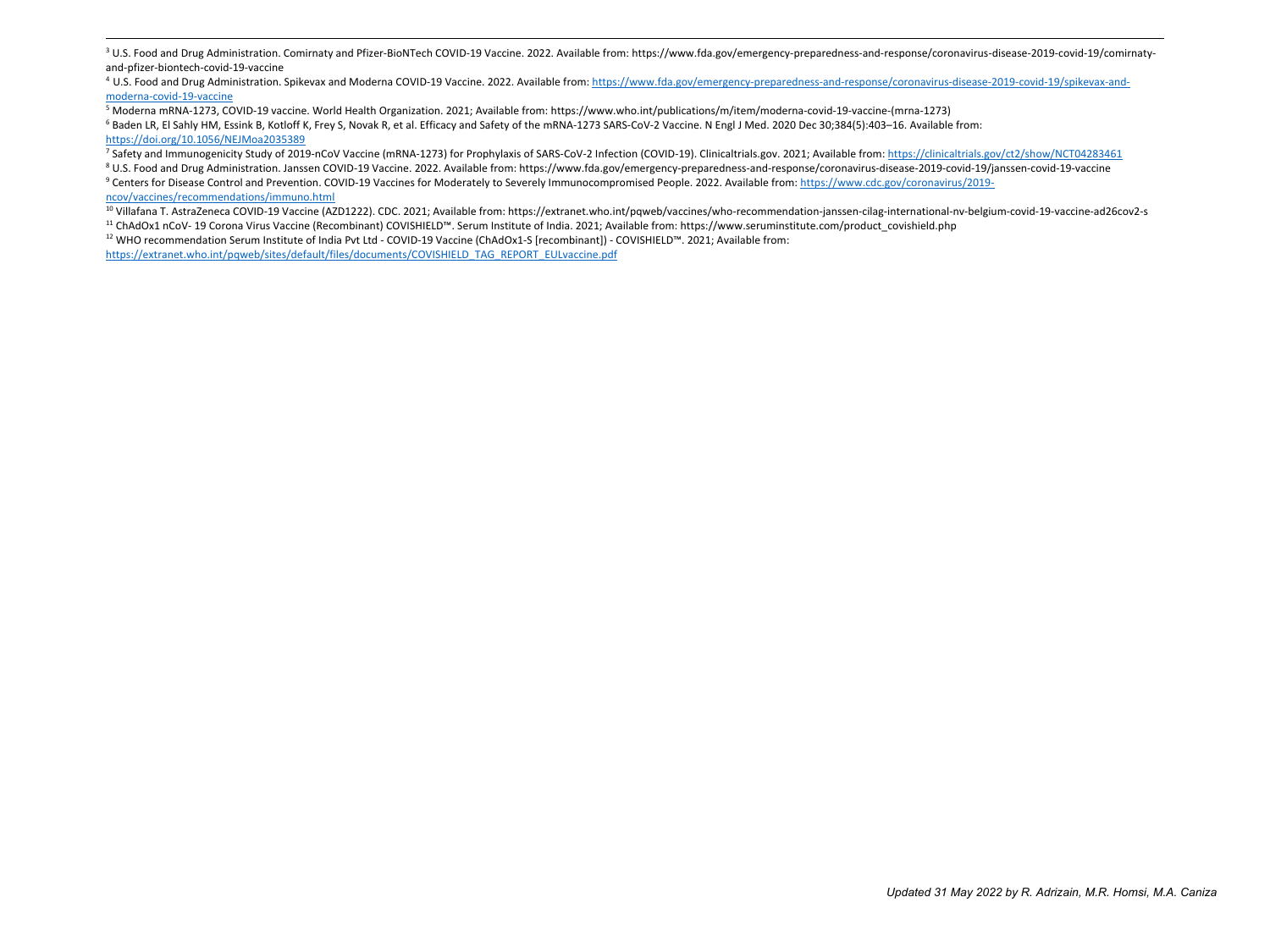[3] U.S. Food and Drug Administration. Comirnaty and Pfizer-BioNTech COVID-19 Vaccine. 2022. Available from: https://www.fda.gov/emergency-preparedness-and-response/coronavirus-disease-2019-covid-19/comirnaty-and-pfizer-biontech-covid-19-vaccine

[4] U.S. Food and Drug Administration. Spikevax and Moderna COVID-19 Vaccine. 2022. Available from: https://www.fda.gov/emergency-preparedness-and-response/coronavirus-disease-2019-covid-19/spikevax-and-moderna-covid-19-vaccine

[5] Moderna mRNA-1273, COVID-19 vaccine. World Health Organization. 2021; Available from: https://www.who.int/publications/m/item/moderna-covid-19-vaccine-(mrna-1273)

[6] Baden LR, El Sahly HM, Essink B, Kotloff K, Frey S, Novak R, et al. Efficacy and Safety of the mRNA-1273 SARS-CoV-2 Vaccine. N Engl J Med. 2020 Dec 30;384(5):403–16. Available from: https://doi.org/10.1056/NEJMoa2035389

[7] Safety and Immunogenicity Study of 2019-nCoV Vaccine (mRNA-1273) for Prophylaxis of SARS-CoV-2 Infection (COVID-19). Clinicaltrials.gov. 2021; Available from: https://clinicaltrials.gov/ct2/show/NCT04283461

[8] U.S. Food and Drug Administration. Janssen COVID-19 Vaccine. 2022. Available from: https://www.fda.gov/emergency-preparedness-and-response/coronavirus-disease-2019-covid-19/janssen-covid-19-vaccine

[9] Centers for Disease Control and Prevention. COVID-19 Vaccines for Moderately to Severely Immunocompromised People. 2022. Available from: https://www.cdc.gov/coronavirus/2019-ncov/vaccines/recommendations/immuno.html

[10] Villafana T. AstraZeneca COVID-19 Vaccine (AZD1222). CDC. 2021; Available from: https://extranet.who.int/pqweb/vaccines/who-recommendation-janssen-cilag-international-nv-belgium-covid-19-vaccine-ad26cov2-s

[11] ChAdOx1 nCoV- 19 Corona Virus Vaccine (Recombinant) COVISHIELD™. Serum Institute of India. 2021; Available from: https://www.seruminstitute.com/product_covishield.php

[12] WHO recommendation Serum Institute of India Pvt Ltd - COVID-19 Vaccine (ChAdOx1-S [recombinant]) - COVISHIELD™. 2021; Available from: https://extranet.who.int/pqweb/sites/default/files/documents/COVISHIELD_TAG_REPORT_EULvaccine.pdf

*Updated 31 May 2022 by R. Adrizain, M.R. Homsi, M.A. Caniza*